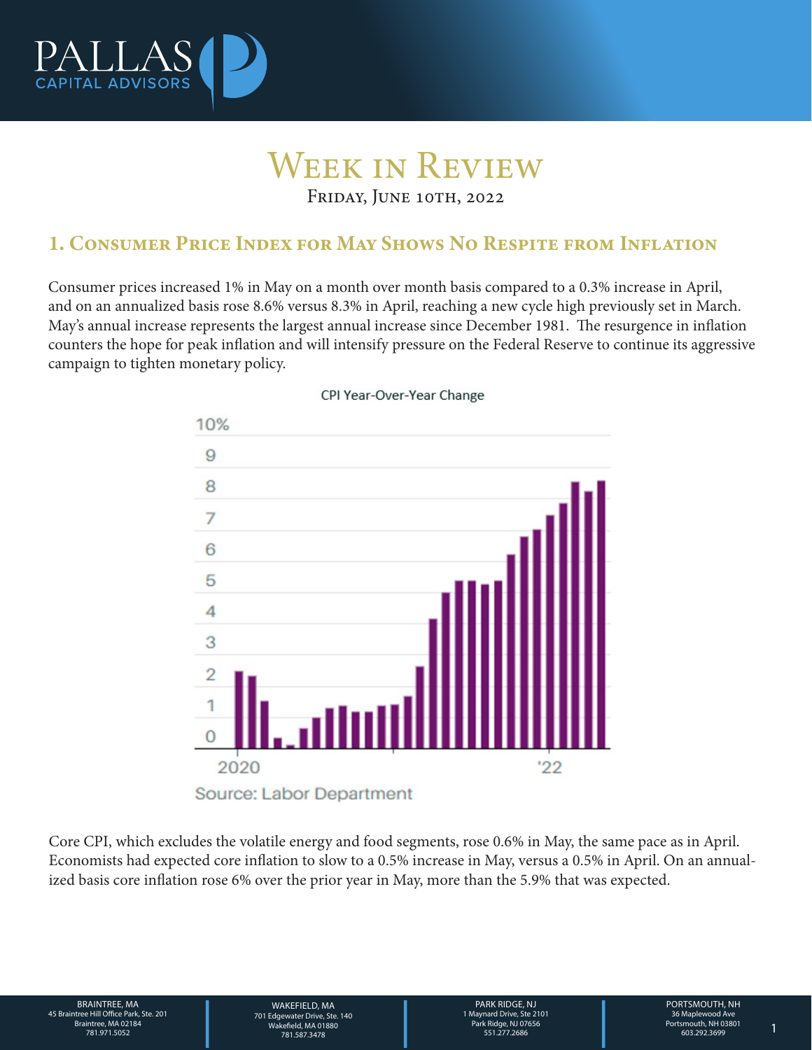# Week in Review

Friday, June 10th, 2022

## 1. Consumer Price Index for May Shows No Respite from Inflation

Consumer prices increased 1% in May on a month over month basis compared to a 0.3% increase in April, and on an annualized basis rose 8.6% versus 8.3% in April, reaching a new cycle high previously set in March. May's annual increase represents the largest annual increase since December 1981. The resurgence in inflation counters the hope for peak inflation and will intensify pressure on the Federal Reserve to continue its aggressive campaign to tighten monetary policy.

CPI Year-Over-Year Change

Source: Labor Department

Core CPI, which excludes the volatile energy and food segments, rose 0.6% in May, the same pace as in April. Economists had expected core inflation to slow to a 0.5% increase in May, versus a 0.5% in April. On an annualized basis core inflation rose 6% over the prior year in May, more than the 5.9% that was expected.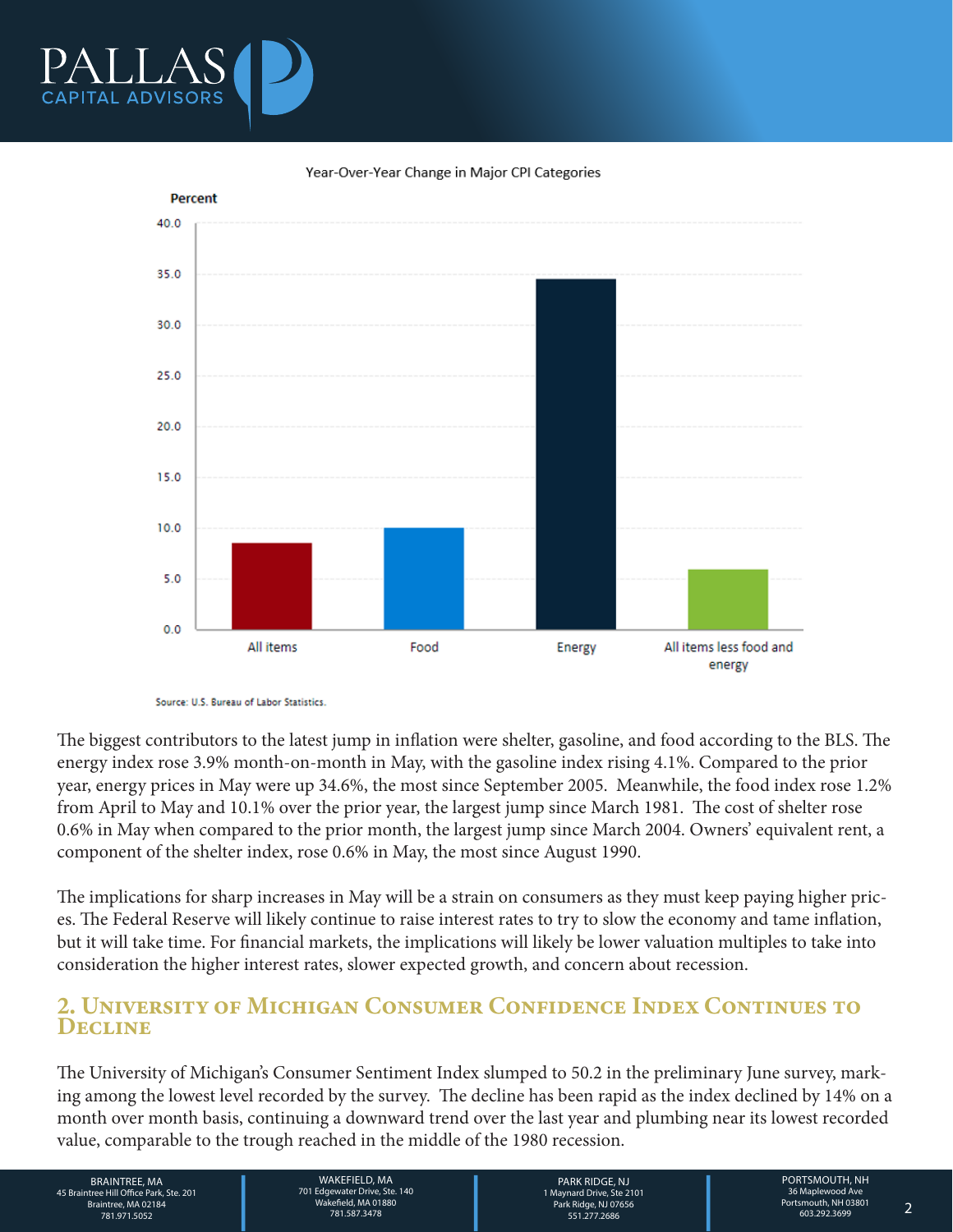Year-Over-Year Change in Major CPI Categories

Source: U.S. Bureau of Labor Statistics.

The biggest contributors to the latest jump in inflation were shelter, gasoline, and food according to the BLS. The energy index rose 3.9% month-on-month in May, with the gasoline index rising 4.1%. Compared to the prior year, energy prices in May were up 34.6%, the most since September 2005. Meanwhile, the food index rose 1.2% from April to May and 10.1% over the prior year, the largest jump since March 1981. The cost of shelter rose 0.6% in May when compared to the prior month, the largest jump since March 2004. Owners' equivalent rent, a component of the shelter index, rose 0.6% in May, the most since August 1990.

The implications for sharp increases in May will be a strain on consumers as they must keep paying higher prices. The Federal Reserve will likely continue to raise interest rates to try to slow the economy and tame inflation, but it will take time. For financial markets, the implications will likely be lower valuation multiples to take into consideration the higher interest rates, slower expected growth, and concern about recession.

## 2. University of Michigan Consumer Confidence Index Continues to Decline

The University of Michigan's Consumer Sentiment Index slumped to 50.2 in the preliminary June survey, marking among the lowest level recorded by the survey. The decline has been rapid as the index declined by 14% on a month over month basis, continuing a downward trend over the last year and plumbing near its lowest recorded value, comparable to the trough reached in the middle of the 1980 recession.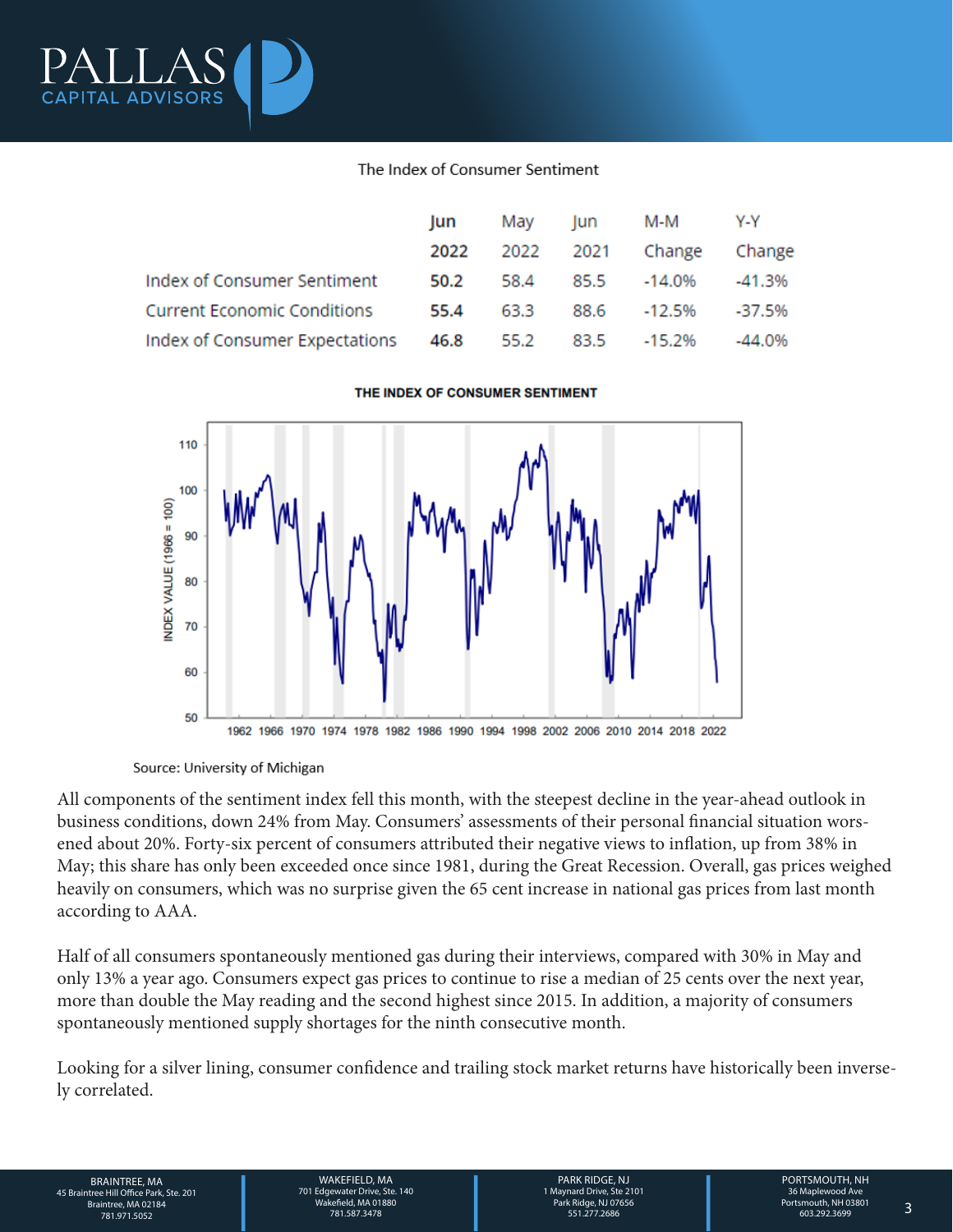The Index of Consumer Sentiment

| | Jun 2022 | May 2022 | Jun 2021 | M-M Change | Y-Y Change |
|---|---|---|---|---|---|
| Index of Consumer Sentiment | **50.2** | 58.4 | 85.5 | -14.0% | -41.3% |
| Current Economic Conditions | **55.4** | 63.3 | 88.6 | -12.5% | -37.5% |
| Index of Consumer Expectations | **46.8** | 55.2 | 83.5 | -15.2% | -44.0% |

**THE INDEX OF CONSUMER SENTIMENT**

Source: University of Michigan

All components of the sentiment index fell this month, with the steepest decline in the year-ahead outlook in business conditions, down 24% from May. Consumers' assessments of their personal financial situation worsened about 20%. Forty-six percent of consumers attributed their negative views to inflation, up from 38% in May; this share has only been exceeded once since 1981, during the Great Recession. Overall, gas prices weighed heavily on consumers, which was no surprise given the 65 cent increase in national gas prices from last month according to AAA.

Half of all consumers spontaneously mentioned gas during their interviews, compared with 30% in May and only 13% a year ago. Consumers expect gas prices to continue to rise a median of 25 cents over the next year, more than double the May reading and the second highest since 2015. In addition, a majority of consumers spontaneously mentioned supply shortages for the ninth consecutive month.

Looking for a silver lining, consumer confidence and trailing stock market returns have historically been inversely correlated.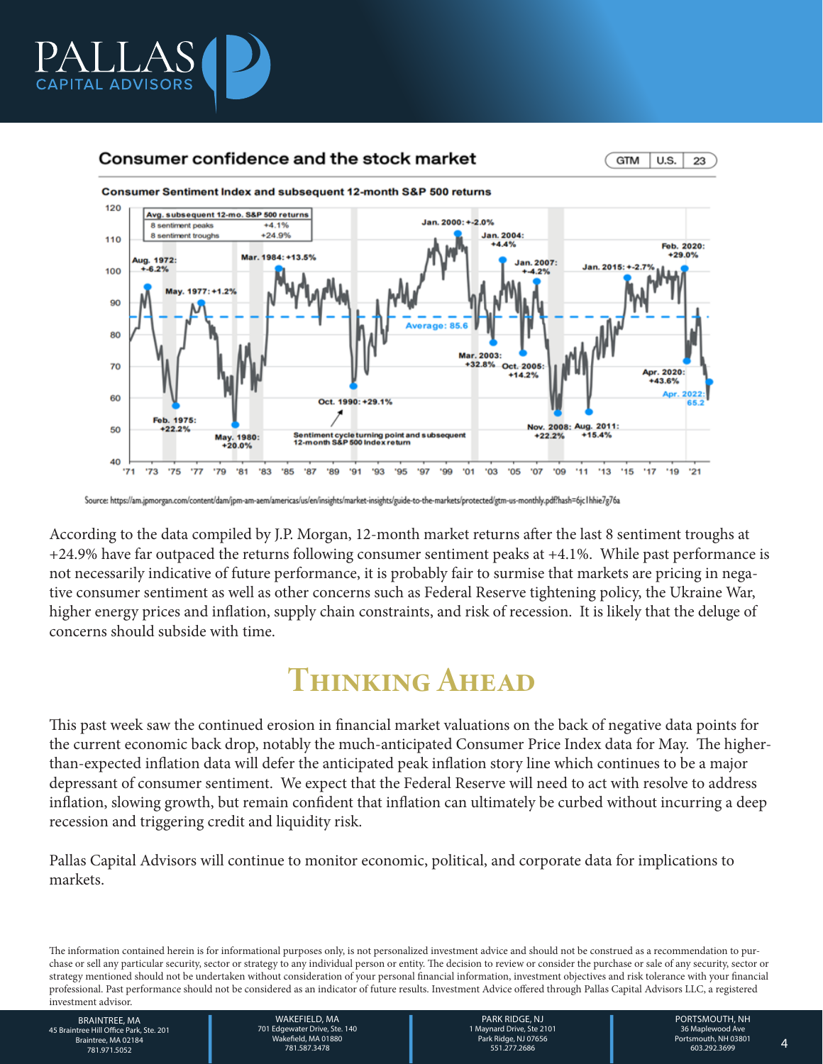## Consumer confidence and the stock market

GTM | U.S. | 23

Consumer Sentiment Index and subsequent 12-month S&P 500 returns

Avg. subsequent 12-mo. S&P 500 returns
8 sentiment peaks +4.1%
8 sentiment troughs +24.9%

Aug. 1972: +-6.2%
May. 1977: +1.2%
Feb. 1975: +22.2%
May. 1980: +20.0%
Mar. 1984: +13.5%
Oct. 1990: +29.1%
Jan. 2000: +-2.0%
Jan. 2004: +4.4%
Mar. 2003: +32.8%
Jan. 2007: +-4.2%
Oct. 2005: +14.2%
Nov. 2008: +22.2%
Aug. 2011: +15.4%
Jan. 2015: +-2.7%
Feb. 2020: +29.0%
Apr. 2020: +43.6%
Apr. 2022: 65.2
Average: 85.6
Sentiment cycle turning point and subsequent 12-month S&P 500 Index return

120, 110, 100, 90, 80, 70, 60, 50, 40

'71 '73 '75 '77 '79 '81 '83 '85 '87 '89 '91 '93 '95 '97 '99 '01 '03 '05 '07 '09 '11 '13 '15 '17 '19 '21

Source: https://am.jpmorgan.com/content/dam/jpm-am-aem/americas/us/en/insights/market-insights/guide-to-the-markets/protected/gtm-us-monthly.pdf?hash=6jc1hhie7g76a

According to the data compiled by J.P. Morgan, 12-month market returns after the last 8 sentiment troughs at +24.9% have far outpaced the returns following consumer sentiment peaks at +4.1%. While past performance is not necessarily indicative of future performance, it is probably fair to surmise that markets are pricing in negative consumer sentiment as well as other concerns such as Federal Reserve tightening policy, the Ukraine War, higher energy prices and inflation, supply chain constraints, and risk of recession. It is likely that the deluge of concerns should subside with time.

# Thinking Ahead

This past week saw the continued erosion in financial market valuations on the back of negative data points for the current economic back drop, notably the much-anticipated Consumer Price Index data for May. The higher-than-expected inflation data will defer the anticipated peak inflation story line which continues to be a major depressant of consumer sentiment. We expect that the Federal Reserve will need to act with resolve to address inflation, slowing growth, but remain confident that inflation can ultimately be curbed without incurring a deep recession and triggering credit and liquidity risk.

Pallas Capital Advisors will continue to monitor economic, political, and corporate data for implications to markets.

The information contained herein is for informational purposes only, is not personalized investment advice and should not be construed as a recommendation to purchase or sell any particular security, sector or strategy to any individual person or entity. The decision to review or consider the purchase or sale of any security, sector or strategy mentioned should not be undertaken without consideration of your personal financial information, investment objectives and risk tolerance with your financial professional. Past performance should not be considered as an indicator of future results. Investment Advice offered through Pallas Capital Advisors LLC, a registered investment advisor.

BRAINTREE, MA
45 Braintree Hill Office Park, Ste. 201
Braintree, MA 02184
781.971.5052

WAKEFIELD, MA
701 Edgewater Drive, Ste. 140
Wakefield, MA 01880
781.587.3478

PARK RIDGE, NJ
1 Maynard Drive, Ste 2101
Park Ridge, NJ 07656
551.277.2686

PORTSMOUTH, NH
36 Maplewood Ave
Portsmouth, NH 03801
603.292.3699